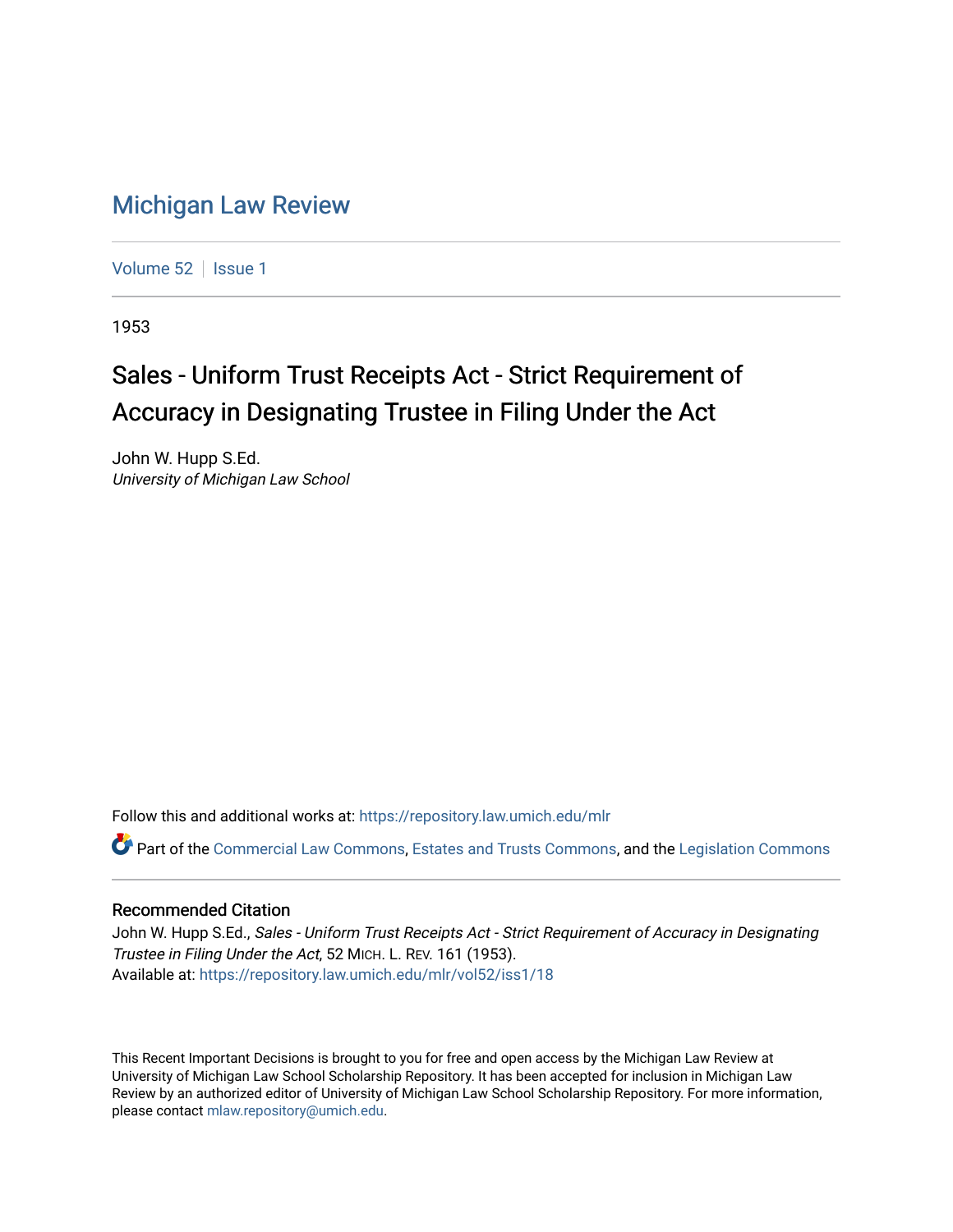# Michigan Law Review

Volume 52 | Issue 1

1953

## Sales - Uniform Trust Receipts Act - Strict Requirement of Accuracy in Designating Trustee in Filing Under the Act

John W. Hupp S.Ed.
*University of Michigan Law School*

Follow this and additional works at: https://repository.law.umich.edu/mlr

Part of the Commercial Law Commons, Estates and Trusts Commons, and the Legislation Commons

### Recommended Citation

John W. Hupp S.Ed., *Sales - Uniform Trust Receipts Act - Strict Requirement of Accuracy in Designating Trustee in Filing Under the Act*, 52 MICH. L. REV. 161 (1953).
Available at: https://repository.law.umich.edu/mlr/vol52/iss1/18

This Recent Important Decisions is brought to you for free and open access by the Michigan Law Review at University of Michigan Law School Scholarship Repository. It has been accepted for inclusion in Michigan Law Review by an authorized editor of University of Michigan Law School Scholarship Repository. For more information, please contact mlaw.repository@umich.edu.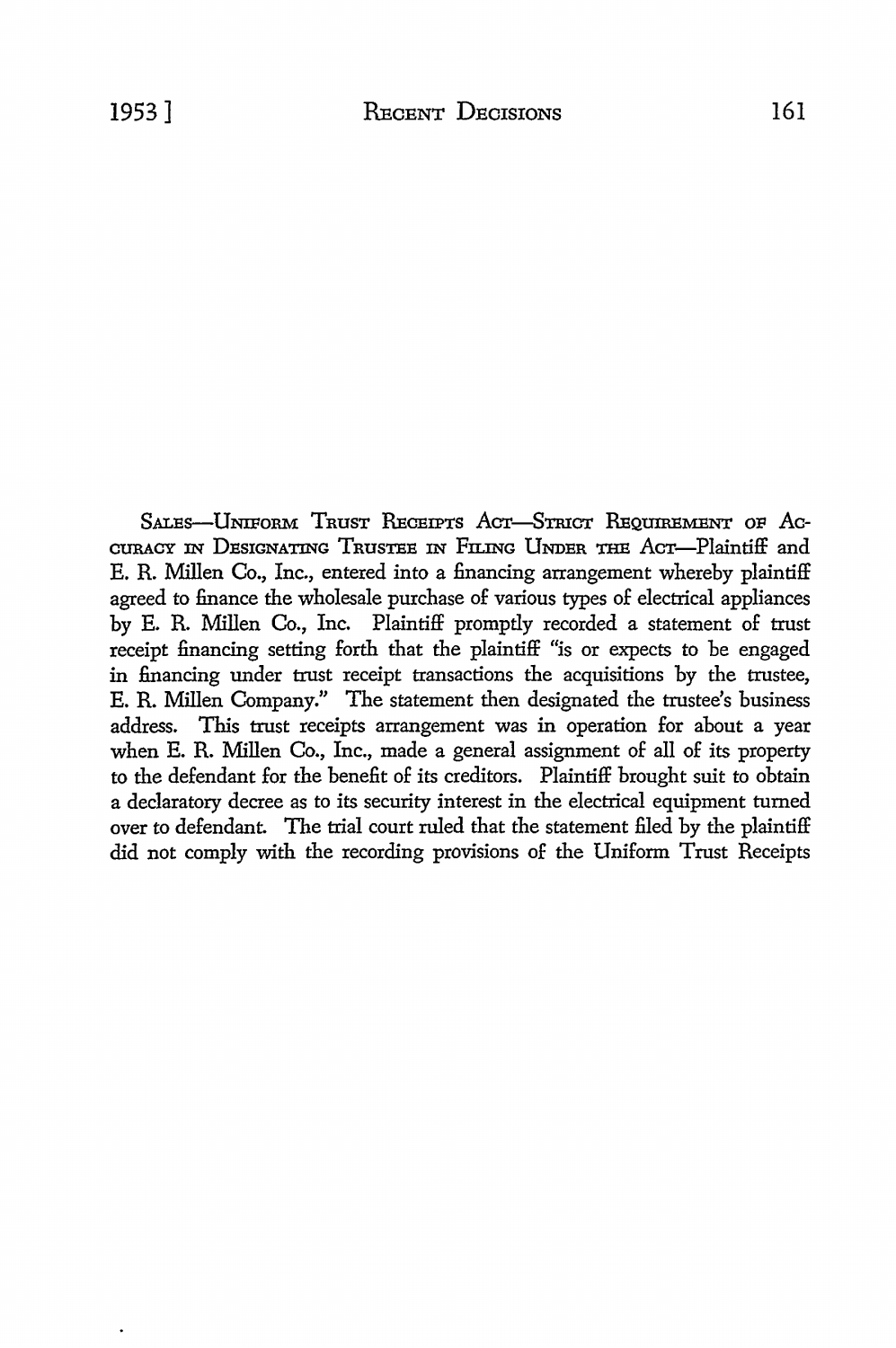SALES—UNIFORM TRUST RECEIPTS ACT—STRICT REQUIREMENT OF ACCURACY IN DESIGNATING TRUSTEE IN FILING UNDER THE ACT—Plaintiff and E. R. Millen Co., Inc., entered into a financing arrangement whereby plaintiff agreed to finance the wholesale purchase of various types of electrical appliances by E. R. Millen Co., Inc. Plaintiff promptly recorded a statement of trust receipt financing setting forth that the plaintiff "is or expects to be engaged in financing under trust receipt transactions the acquisitions by the trustee, E. R. Millen Company." The statement then designated the trustee's business address. This trust receipts arrangement was in operation for about a year when E. R. Millen Co., Inc., made a general assignment of all of its property to the defendant for the benefit of its creditors. Plaintiff brought suit to obtain a declaratory decree as to its security interest in the electrical equipment turned over to defendant. The trial court ruled that the statement filed by the plaintiff did not comply with the recording provisions of the Uniform Trust Receipts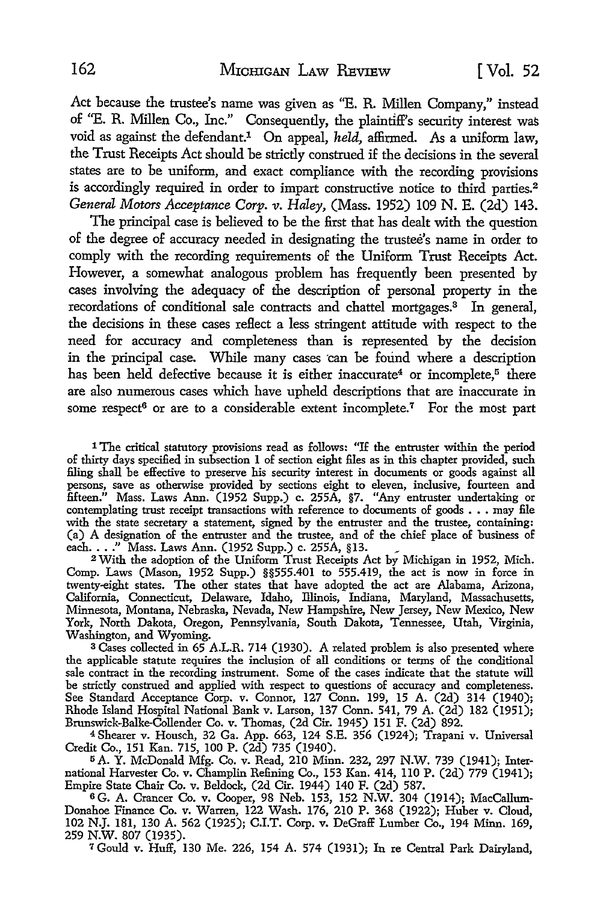Act because the trustee's name was given as "E. R. Millen Company," instead of "E. R. Millen Co., Inc." Consequently, the plaintiff's security interest was void as against the defendant.[1] On appeal, *held,* affirmed. As a uniform law, the Trust Receipts Act should be strictly construed if the decisions in the several states are to be uniform, and exact compliance with the recording provisions is accordingly required in order to impart constructive notice to third parties.[2] *General Motors Acceptance Corp. v. Haley,* (Mass. 1952) 109 N. E. (2d) 143.

The principal case is believed to be the first that has dealt with the question of the degree of accuracy needed in designating the trustee's name in order to comply with the recording requirements of the Uniform Trust Receipts Act. However, a somewhat analogous problem has frequently been presented by cases involving the adequacy of the description of personal property in the recordations of conditional sale contracts and chattel mortgages.[3] In general, the decisions in these cases reflect a less stringent attitude with respect to the need for accuracy and completeness than is represented by the decision in the principal case. While many cases can be found where a description has been held defective because it is either inaccurate[4] or incomplete,[5] there are also numerous cases which have upheld descriptions that are inaccurate in some respect[6] or are to a considerable extent incomplete.[7] For the most part

---

[1] The critical statutory provisions read as follows: "If the entruster within the period of thirty days specified in subsection 1 of section eight files as in this chapter provided, such filing shall be effective to preserve his security interest in documents or goods against all persons, save as otherwise provided by sections eight to eleven, inclusive, fourteen and fifteen." Mass. Laws Ann. (1952 Supp.) c. 255A, §7. "Any entruster undertaking or contemplating trust receipt transactions with reference to documents of goods . . . may file with the state secretary a statement, signed by the entruster and the trustee, containing: (a) A designation of the entruster and the trustee, and of the chief place of business of each. . . ." Mass. Laws Ann. (1952 Supp.) c. 255A, §13.

[2] With the adoption of the Uniform Trust Receipts Act by Michigan in 1952, Mich. Comp. Laws (Mason, 1952 Supp.) §§555.401 to 555.419, the act is now in force in twenty-eight states. The other states that have adopted the act are Alabama, Arizona, California, Connecticut, Delaware, Idaho, Illinois, Indiana, Maryland, Massachusetts, Minnesota, Montana, Nebraska, Nevada, New Hampshire, New Jersey, New Mexico, New York, North Dakota, Oregon, Pennsylvania, South Dakota, Tennessee, Utah, Virginia, Washington, and Wyoming.

[3] Cases collected in 65 A.L.R. 714 (1930). A related problem is also presented where the applicable statute requires the inclusion of all conditions or terms of the conditional sale contract in the recording instrument. Some of the cases indicate that the statute will be strictly construed and applied with respect to questions of accuracy and completeness. See Standard Acceptance Corp. v. Connor, 127 Conn. 199, 15 A. (2d) 314 (1940); Rhode Island Hospital National Bank v. Larson, 137 Conn. 541, 79 A. (2d) 182 (1951); Brunswick-Balke-Collender Co. v. Thomas, (2d Cir. 1945) 151 F. (2d) 892.

[4] Shearer v. Housch, 32 Ga. App. 663, 124 S.E. 356 (1924); Trapani v. Universal Credit Co., 151 Kan. 715, 100 P. (2d) 735 (1940).

[5] A. Y. McDonald Mfg. Co. v. Read, 210 Minn. 232, 297 N.W. 739 (1941); International Harvester Co. v. Champlin Refining Co., 153 Kan. 414, 110 P. (2d) 779 (1941); Empire State Chair Co. v. Beldock, (2d Cir. 1944) 140 F. (2d) 587.

[6] G. A. Crancer Co. v. Cooper, 98 Neb. 153, 152 N.W. 304 (1914); MacCallum-Donahoe Finance Co. v. Warren, 122 Wash. 176, 210 P. 368 (1922); Huber v. Cloud, 102 N.J. 181, 130 A. 562 (1925); C.I.T. Corp. v. DeGraff Lumber Co., 194 Minn. 169, 259 N.W. 807 (1935).

[7] Gould v. Huff, 130 Me. 226, 154 A. 574 (1931); In re Central Park Dairyland,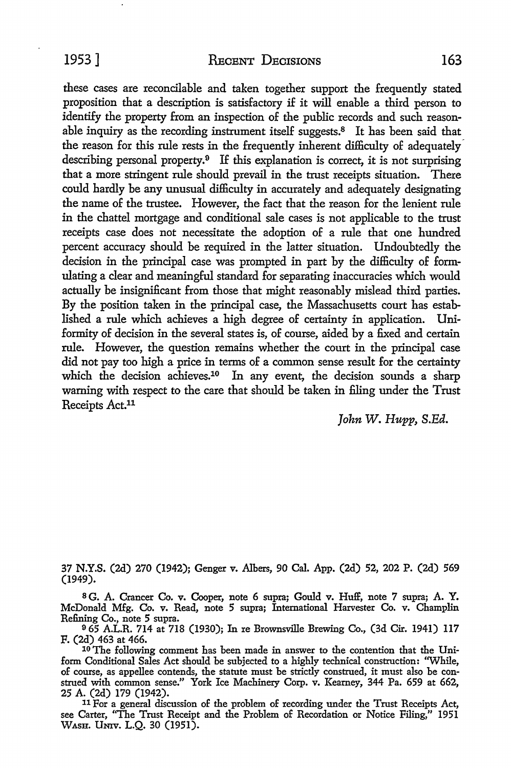these cases are reconcilable and taken together support the frequently stated proposition that a description is satisfactory if it will enable a third person to identify the property from an inspection of the public records and such reasonable inquiry as the recording instrument itself suggests.[8] It has been said that the reason for this rule rests in the frequently inherent difficulty of adequately describing personal property.[9] If this explanation is correct, it is not surprising that a more stringent rule should prevail in the trust receipts situation. There could hardly be any unusual difficulty in accurately and adequately designating the name of the trustee. However, the fact that the reason for the lenient rule in the chattel mortgage and conditional sale cases is not applicable to the trust receipts case does not necessitate the adoption of a rule that one hundred percent accuracy should be required in the latter situation. Undoubtedly the decision in the principal case was prompted in part by the difficulty of formulating a clear and meaningful standard for separating inaccuracies which would actually be insignificant from those that might reasonably mislead third parties. By the position taken in the principal case, the Massachusetts court has established a rule which achieves a high degree of certainty in application. Uniformity of decision in the several states is, of course, aided by a fixed and certain rule. However, the question remains whether the court in the principal case did not pay too high a price in terms of a common sense result for the certainty which the decision achieves.[10] In any event, the decision sounds a sharp warning with respect to the care that should be taken in filing under the Trust Receipts Act.[11]

*John W. Hupp, S.Ed.*

---

37 N.Y.S. (2d) 270 (1942); Genger v. Albers, 90 Cal. App. (2d) 52, 202 P. (2d) 569 (1949).

[8] G. A. Crancer Co. v. Cooper, note 6 supra; Gould v. Huff, note 7 supra; A. Y. McDonald Mfg. Co. v. Read, note 5 supra; International Harvester Co. v. Champlin Refining Co., note 5 supra.

[9] 65 A.L.R. 714 at 718 (1930); In re Brownsville Brewing Co., (3d Cir. 1941) 117 F. (2d) 463 at 466.

[10] The following comment has been made in answer to the contention that the Uniform Conditional Sales Act should be subjected to a highly technical construction: "While, of course, as appellee contends, the statute must be strictly construed, it must also be construed with common sense." York Ice Machinery Corp. v. Kearney, 344 Pa. 659 at 662, 25 A. (2d) 179 (1942).

[11] For a general discussion of the problem of recording under the Trust Receipts Act, see Carter, "The Trust Receipt and the Problem of Recordation or Notice Filing," 1951 WASH. UNIV. L.Q. 30 (1951).